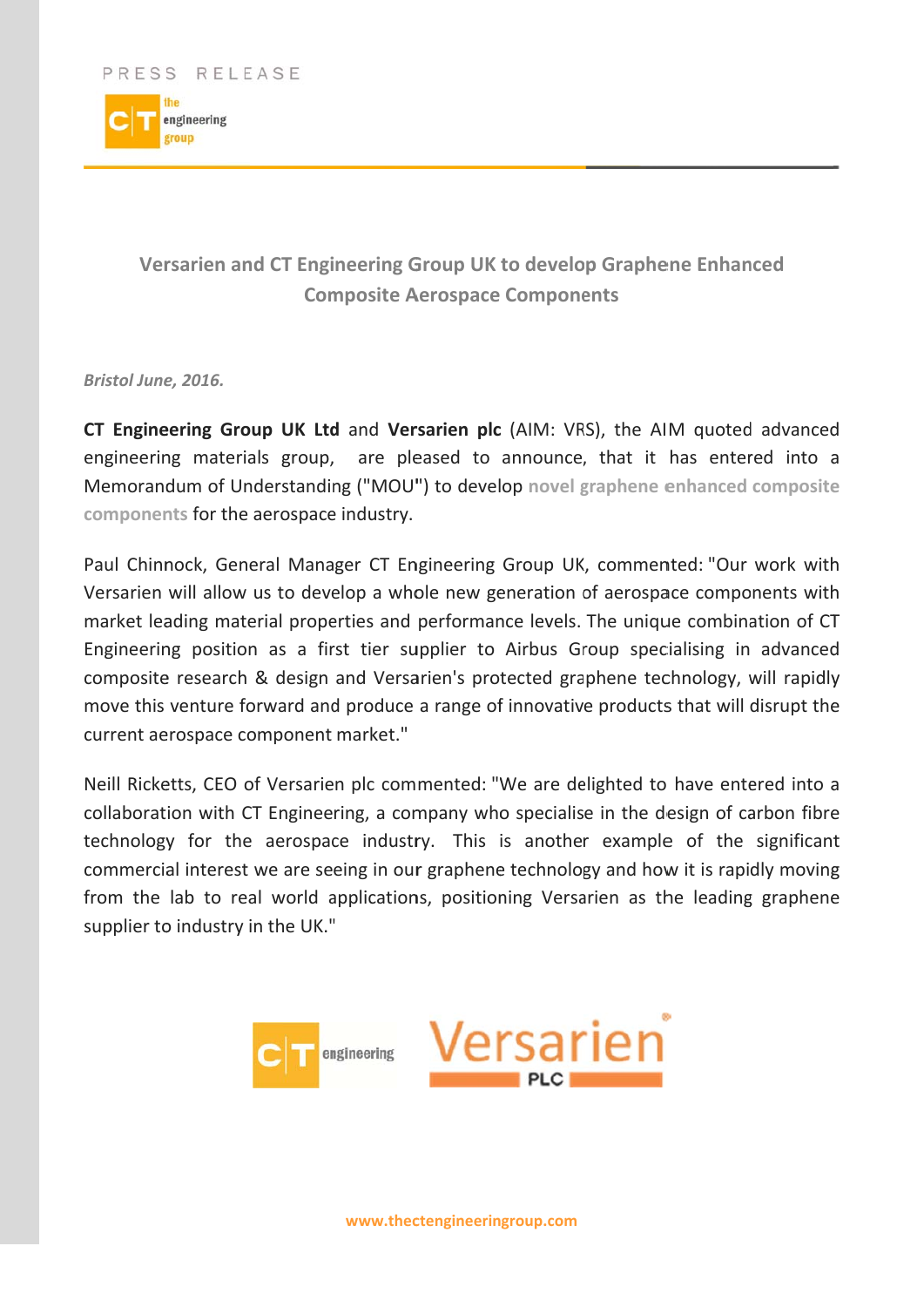PRESS RELEASE

# Versarien and CT Engineering Group UK to develop Graphene Enhanced Composite Aerospace Components

*Bristol June, 2016.*

**CT Engineering Group UK Ltd** and **Versarien plc** (AIM: VRS), the AIM quoted advanced engineering materials group, are pleased to announce, that it has entered into a Memorandum of Understanding ("MOU") to develop **novel graphene enhanced composite components** for the aerospace industry.

Paul Chinnock, General Manager CT Engineering Group UK, commented: "Our work with Versarien will allow us to develop a whole new generation of aerospace components with market leading material properties and performance levels. The unique combination of CT Engineering position as a first tier supplier to Airbus Group specialising in advanced composite research & design and Versarien's protected graphene technology, will rapidly move this venture forward and produce a range of innovative products that will disrupt the current aerospace component market."

Neill Ricketts, CEO of Versarien plc commented: "We are delighted to have entered into a collaboration with CT Engineering, a company who specialise in the design of carbon fibre technology for the aerospace industry. This is another example of the significant commercial interest we are seeing in our graphene technology and how it is rapidly moving from the lab to real world applications, positioning Versarien as the leading graphene supplier to industry in the UK."

www.thectengineeringgroup.com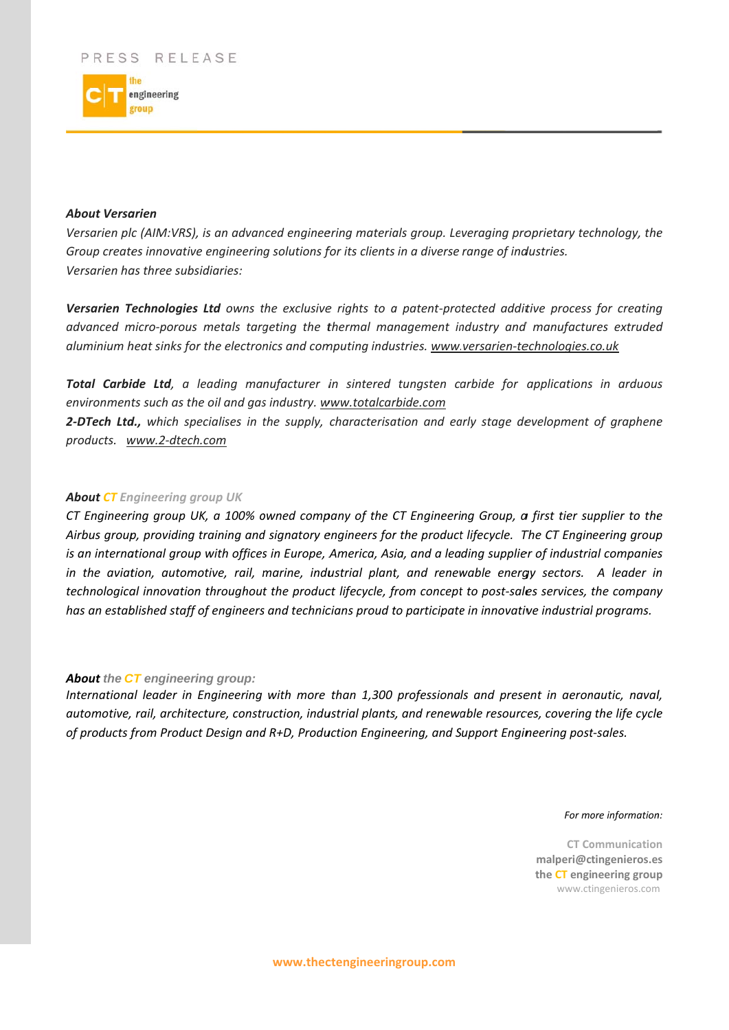PRESS RELEASE

the engineering group

***About Versarien***

*Versarien plc (AIM:VRS), is an advanced engineering materials group. Leveraging proprietary technology, the Group creates innovative engineering solutions for its clients in a diverse range of industries.*
*Versarien has three subsidiaries:*

***Versarien Technologies Ltd*** *owns the exclusive rights to a patent-protected additive process for creating advanced micro-porous metals targeting the thermal management industry and manufactures extruded aluminium heat sinks for the electronics and computing industries.* *www.versarien-technologies.co.uk*

***Total Carbide Ltd****, a leading manufacturer in sintered tungsten carbide for applications in arduous environments such as the oil and gas industry.* *www.totalcarbide.com*
***2-DTech Ltd.,*** *which specialises in the supply, characterisation and early stage development of graphene products.* *www.2-dtech.com*

***About CT Engineering group UK***

*CT Engineering group UK, a 100% owned company of the CT Engineering Group, a first tier supplier to the Airbus group, providing training and signatory engineers for the product lifecycle. The CT Engineering group is an international group with offices in Europe, America, Asia, and a leading supplier of industrial companies in the aviation, automotive, rail, marine, industrial plant, and renewable energy sectors. A leader in technological innovation throughout the product lifecycle, from concept to post-sales services, the company has an established staff of engineers and technicians proud to participate in innovative industrial programs.*

***About the CT engineering group:***

*International leader in Engineering with more than 1,300 professionals and present in aeronautic, naval, automotive, rail, architecture, construction, industrial plants, and renewable resources, covering the life cycle of products from Product Design and R+D, Production Engineering, and Support Engineering post-sales.*

*For more information:*

**CT Communication**
**malperi@ctingenieros.es**
**the CT engineering group**
www.ctingenieros.com

**www.thectengineeringroup.com**